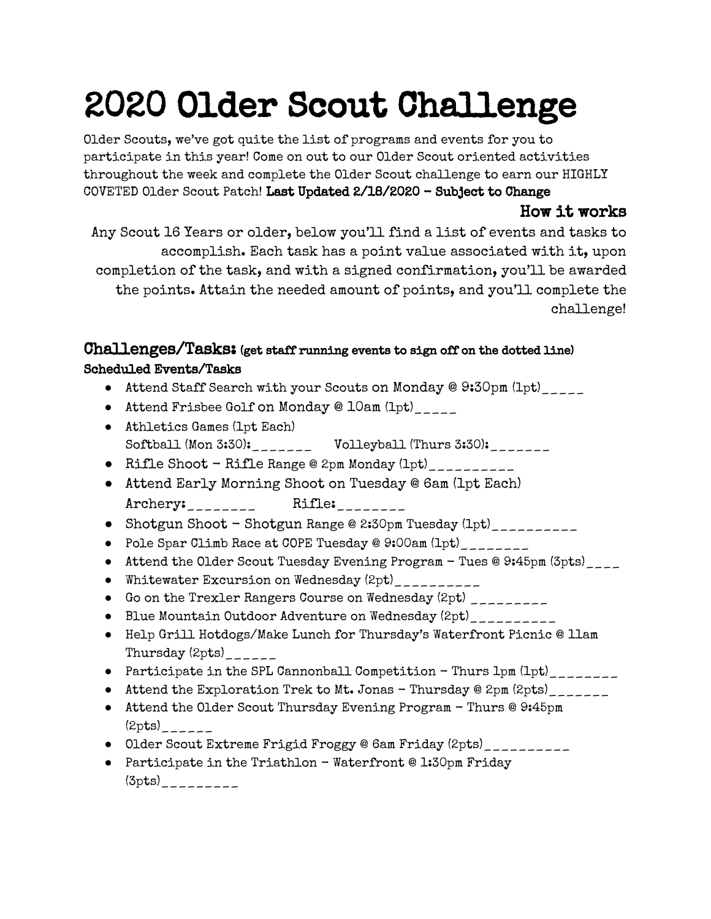# 2020 Older Scout Challenge

Older Scouts, we've got quite the list of programs and events for you to participate in this year! Come on out to our Older Scout oriented activities throughout the week and complete the Older Scout challenge to earn our HIGHLY COVETED Older Scout Patch! **Last Updated 2/18/2020 – Subject to Change**

## How it works

Any Scout 16 Years or older, below you'll find a list of events and tasks to accomplish. Each task has a point value associated with it, upon completion of the task, and with a signed confirmation, you'll be awarded the points. Attain the needed amount of points, and you'll complete the challenge!

## Challenges/Tasks: (get staff running events to sign off on the dotted line)

### Scheduled Events/Tasks

- Attend Staff Search with your Scouts on Monday @ 9:30pm (1pt)_____
- Attend Frisbee Golf on Monday @ 10am (1pt)_____
- Athletics Games (1pt Each)
  Softball (Mon 3:30):_______ Volleyball (Thurs 3:30):_______
- Rifle Shoot – Rifle Range @ 2pm Monday (1pt)__________
- Attend Early Morning Shoot on Tuesday @ 6am (1pt Each)
  Archery:________ Rifle:________
- Shotgun Shoot – Shotgun Range @ 2:30pm Tuesday (1pt)__________
- Pole Spar Climb Race at COPE Tuesday @ 9:00am (1pt)________
- Attend the Older Scout Tuesday Evening Program – Tues @ 9:45pm (3pts)____
- Whitewater Excursion on Wednesday (2pt)__________
- Go on the Trexler Rangers Course on Wednesday (2pt) _________
- Blue Mountain Outdoor Adventure on Wednesday (2pt)__________
- Help Grill Hotdogs/Make Lunch for Thursday's Waterfront Picnic @ 11am Thursday (2pts)______
- Participate in the SPL Cannonball Competition – Thurs 1pm (1pt)________
- Attend the Exploration Trek to Mt. Jonas – Thursday @ 2pm (2pts)_______
- Attend the Older Scout Thursday Evening Program – Thurs @ 9:45pm (2pts)______
- Older Scout Extreme Frigid Froggy @ 6am Friday (2pts)__________
- Participate in the Triathlon – Waterfront @ 1:30pm Friday (3pts)_________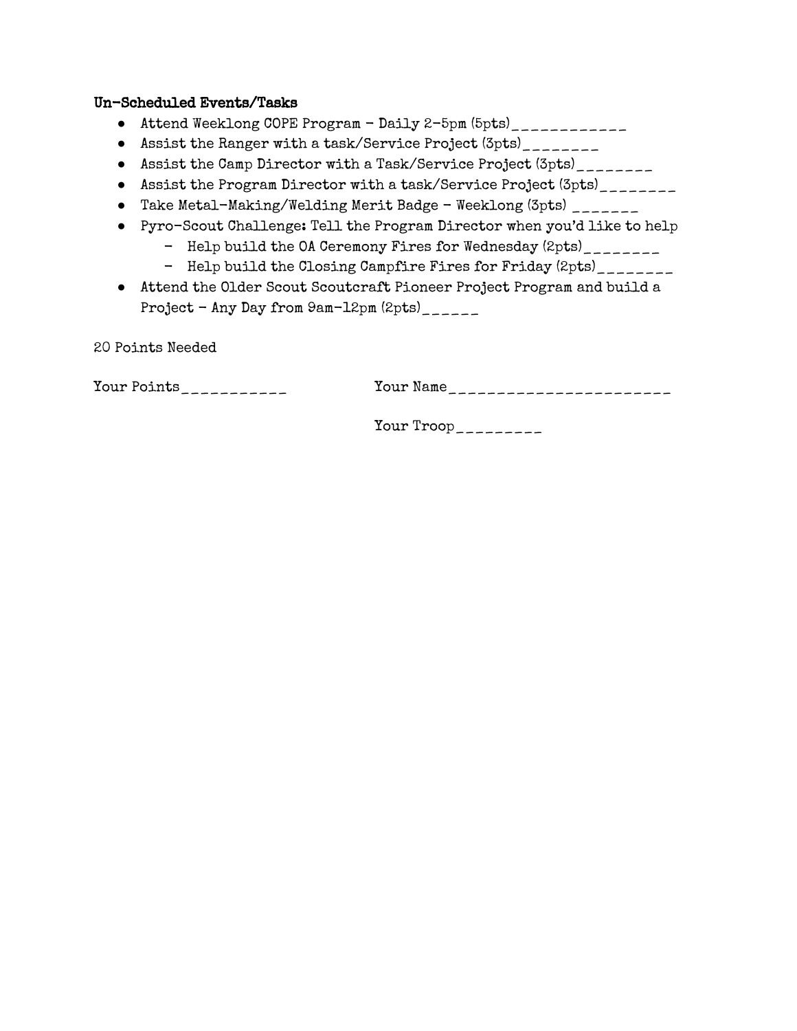**Un-Scheduled Events/Tasks**

- Attend Weeklong COPE Program - Daily 2-5pm (5pts)____________
- Assist the Ranger with a task/Service Project (3pts)________
- Assist the Camp Director with a Task/Service Project (3pts)________
- Assist the Program Director with a task/Service Project (3pts)________
- Take Metal-Making/Welding Merit Badge - Weeklong (3pts) _______
- Pyro-Scout Challenge: Tell the Program Director when you'd like to help
  - Help build the OA Ceremony Fires for Wednesday (2pts)________
  - Help build the Closing Campfire Fires for Friday (2pts)________
- Attend the Older Scout Scoutcraft Pioneer Project Program and build a Project - Any Day from 9am-12pm (2pts)______

20 Points Needed

Your Points___________ Your Name_______________________

Your Troop_________